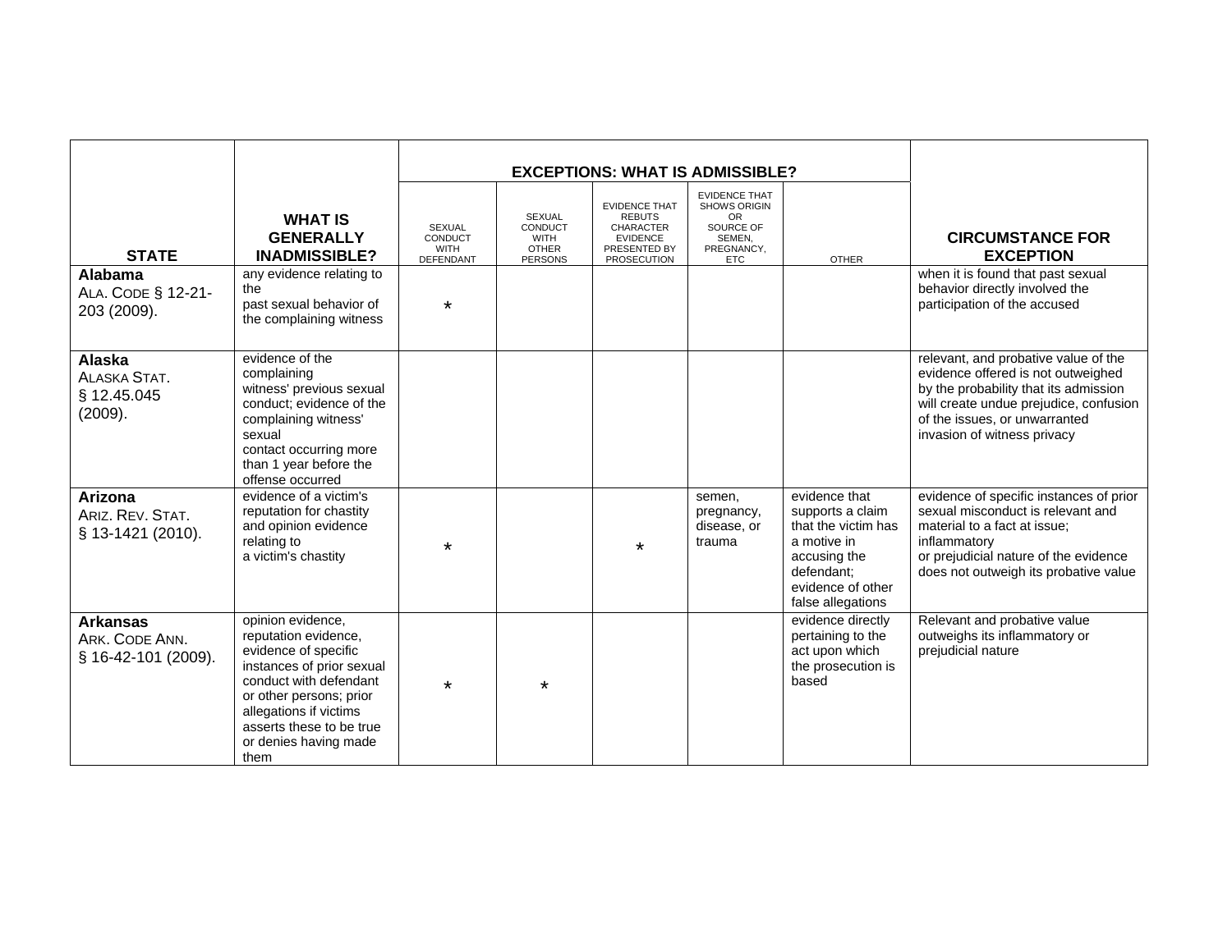| STATE | WHAT IS GENERALLY INADMISSIBLE? | EXCEPTIONS: WHAT IS ADMISSIBLE? | | | | | CIRCUMSTANCE FOR EXCEPTION |
|---|---|---|---|---|---|---|---|
| | | SEXUAL CONDUCT WITH DEFENDANT | SEXUAL CONDUCT WITH OTHER PERSONS | EVIDENCE THAT REBUTS CHARACTER EVIDENCE PRESENTED BY PROSECUTION | EVIDENCE THAT SHOWS ORIGIN OR SOURCE OF SEMEN, PREGNANCY, ETC | OTHER | |
| **Alabama** ALA. CODE § 12-21-203 (2009). | any evidence relating to the past sexual behavior of the complaining witness | * | | | | | when it is found that past sexual behavior directly involved the participation of the accused |
| **Alaska** ALASKA STAT. § 12.45.045 (2009). | evidence of the complaining witness' previous sexual conduct; evidence of the complaining witness' sexual contact occurring more than 1 year before the offense occurred | | | | | | relevant, and probative value of the evidence offered is not outweighed by the probability that its admission will create undue prejudice, confusion of the issues, or unwarranted invasion of witness privacy |
| **Arizona** ARIZ. REV. STAT. § 13-1421 (2010). | evidence of a victim's reputation for chastity and opinion evidence relating to a victim's chastity | * | | * | semen, pregnancy, disease, or trauma | evidence that supports a claim that the victim has a motive in accusing the defendant; evidence of other false allegations | evidence of specific instances of prior sexual misconduct is relevant and material to a fact at issue; inflammatory or prejudicial nature of the evidence does not outweigh its probative value |
| **Arkansas** ARK. CODE ANN. § 16-42-101 (2009). | opinion evidence, reputation evidence, evidence of specific instances of prior sexual conduct with defendant or other persons; prior allegations if victims asserts these to be true or denies having made them | * | * | | | evidence directly pertaining to the act upon which the prosecution is based | Relevant and probative value outweighs its inflammatory or prejudicial nature |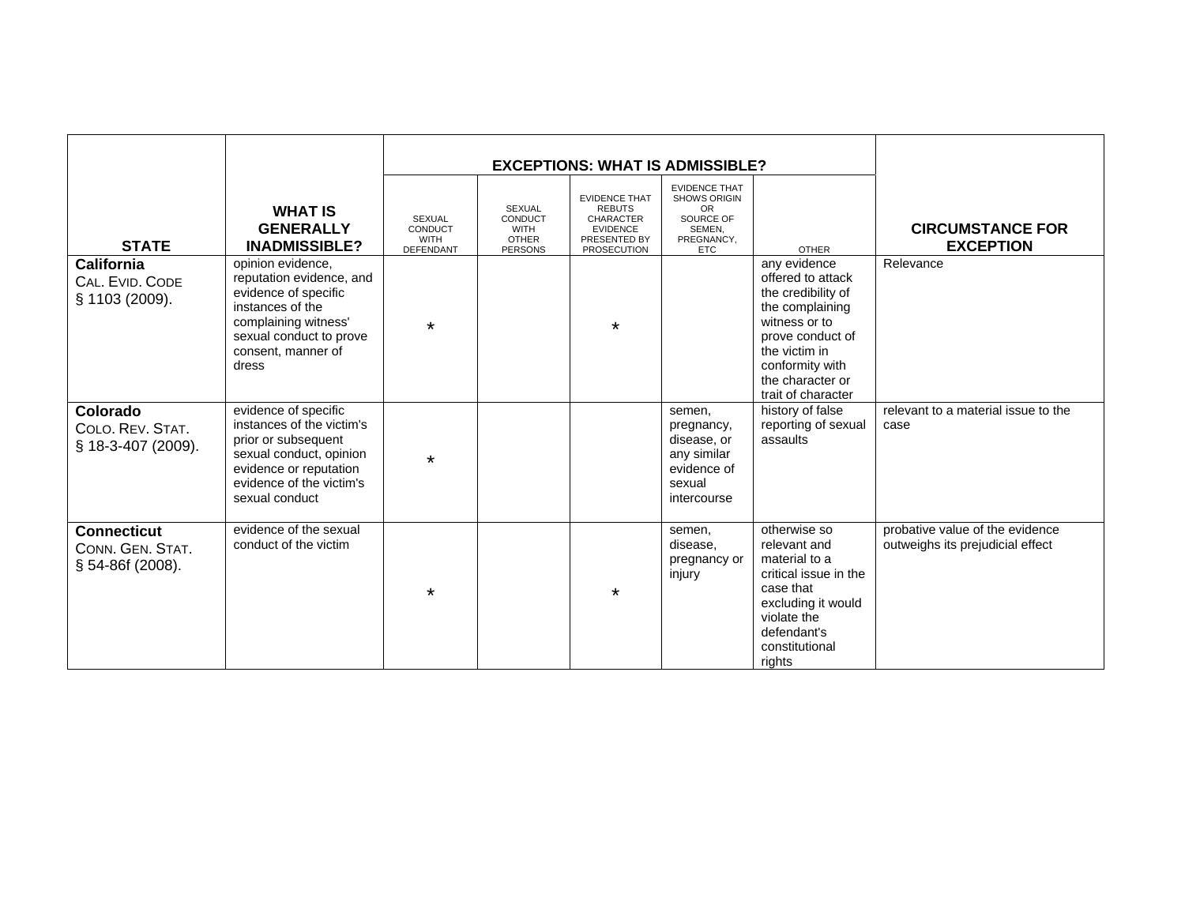| STATE | WHAT IS GENERALLY INADMISSIBLE? | EXCEPTIONS: WHAT IS ADMISSIBLE? | | | | | CIRCUMSTANCE FOR EXCEPTION |
|---|---|---|---|---|---|---|---|
| | | SEXUAL CONDUCT WITH DEFENDANT | SEXUAL CONDUCT WITH OTHER PERSONS | EVIDENCE THAT REBUTS CHARACTER EVIDENCE PRESENTED BY PROSECUTION | EVIDENCE THAT SHOWS ORIGIN OR SOURCE OF SEMEN, PREGNANCY, ETC | OTHER | |
| **California** CAL. EVID. CODE § 1103 (2009). | opinion evidence, reputation evidence, and evidence of specific instances of the complaining witness' sexual conduct to prove consent, manner of dress | * | | * | | any evidence offered to attack the credibility of the complaining witness or to prove conduct of the victim in conformity with the character or trait of character | Relevance |
| **Colorado** COLO. REV. STAT. § 18-3-407 (2009). | evidence of specific instances of the victim's prior or subsequent sexual conduct, opinion evidence or reputation evidence of the victim's sexual conduct | * | | | semen, pregnancy, disease, or any similar evidence of sexual intercourse | history of false reporting of sexual assaults | relevant to a material issue to the case |
| **Connecticut** CONN. GEN. STAT. § 54-86f (2008). | evidence of the sexual conduct of the victim | * | | * | semen, disease, pregnancy or injury | otherwise so relevant and material to a critical issue in the case that excluding it would violate the defendant's constitutional rights | probative value of the evidence outweighs its prejudicial effect |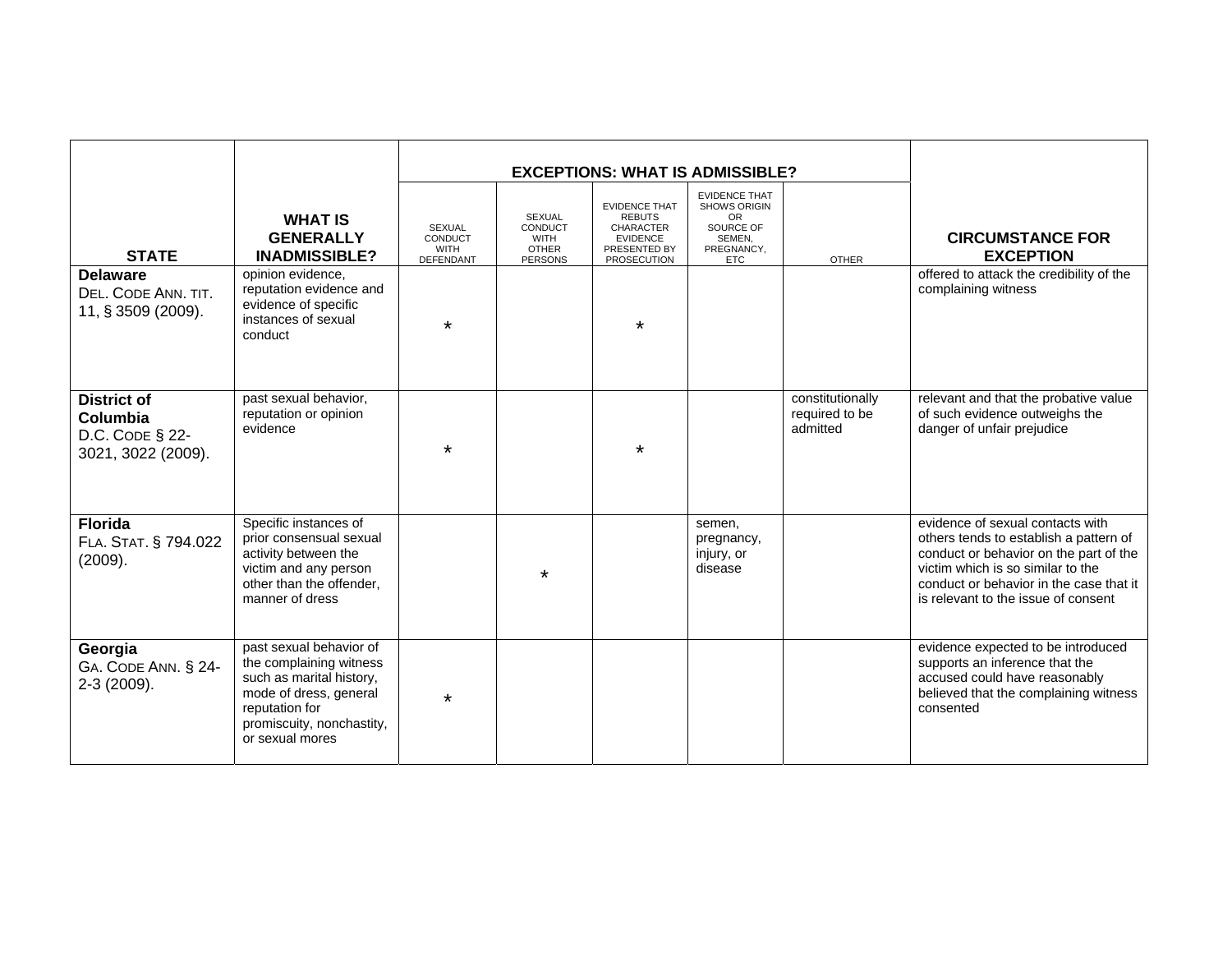| STATE | WHAT IS GENERALLY INADMISSIBLE? | EXCEPTIONS: WHAT IS ADMISSIBLE? | | | | | CIRCUMSTANCE FOR EXCEPTION |
|---|---|---|---|---|---|---|---|
| | | SEXUAL CONDUCT WITH DEFENDANT | SEXUAL CONDUCT WITH OTHER PERSONS | EVIDENCE THAT REBUTS CHARACTER EVIDENCE PRESENTED BY PROSECUTION | EVIDENCE THAT SHOWS ORIGIN OR SOURCE OF SEMEN, PREGNANCY, ETC | OTHER | |
| **Delaware** DEL. CODE ANN. TIT. 11, § 3509 (2009). | opinion evidence, reputation evidence and evidence of specific instances of sexual conduct | * | | * | | | offered to attack the credibility of the complaining witness |
| **District of Columbia** D.C. CODE § 22-3021, 3022 (2009). | past sexual behavior, reputation or opinion evidence | * | | * | | constitutionally required to be admitted | relevant and that the probative value of such evidence outweighs the danger of unfair prejudice |
| **Florida** FLA. STAT. § 794.022 (2009). | Specific instances of prior consensual sexual activity between the victim and any person other than the offender, manner of dress | | * | | semen, pregnancy, injury, or disease | | evidence of sexual contacts with others tends to establish a pattern of conduct or behavior on the part of the victim which is so similar to the conduct or behavior in the case that it is relevant to the issue of consent |
| **Georgia** GA. CODE ANN. § 24-2-3 (2009). | past sexual behavior of the complaining witness such as marital history, mode of dress, general reputation for promiscuity, nonchastity, or sexual mores | * | | | | | evidence expected to be introduced supports an inference that the accused could have reasonably believed that the complaining witness consented |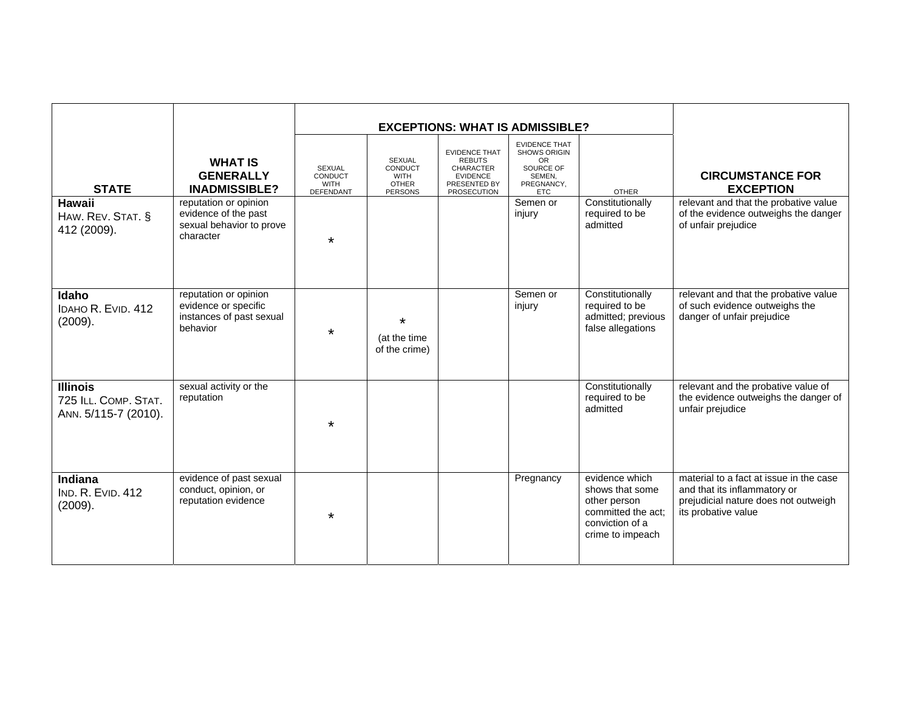| STATE | WHAT IS GENERALLY INADMISSIBLE? | EXCEPTIONS: WHAT IS ADMISSIBLE? | | | | | CIRCUMSTANCE FOR EXCEPTION |
|---|---|---|---|---|---|---|---|
| | | SEXUAL CONDUCT WITH DEFENDANT | SEXUAL CONDUCT WITH OTHER PERSONS | EVIDENCE THAT REBUTS CHARACTER EVIDENCE PRESENTED BY PROSECUTION | EVIDENCE THAT SHOWS ORIGIN OR SOURCE OF SEMEN, PREGNANCY, ETC | OTHER | |
| **Hawaii** HAW. REV. STAT. § 412 (2009). | reputation or opinion evidence of the past sexual behavior to prove character | * | | | Semen or injury | Constitutionally required to be admitted | relevant and that the probative value of the evidence outweighs the danger of unfair prejudice |
| **Idaho** IDAHO R. EVID. 412 (2009). | reputation or opinion evidence or specific instances of past sexual behavior | * | * (at the time of the crime) | | Semen or injury | Constitutionally required to be admitted; previous false allegations | relevant and that the probative value of such evidence outweighs the danger of unfair prejudice |
| **Illinois** 725 ILL. COMP. STAT. ANN. 5/115-7 (2010). | sexual activity or the reputation | * | | | | Constitutionally required to be admitted | relevant and the probative value of the evidence outweighs the danger of unfair prejudice |
| **Indiana** IND. R. EVID. 412 (2009). | evidence of past sexual conduct, opinion, or reputation evidence | * | | | Pregnancy | evidence which shows that some other person committed the act; conviction of a crime to impeach | material to a fact at issue in the case and that its inflammatory or prejudicial nature does not outweigh its probative value |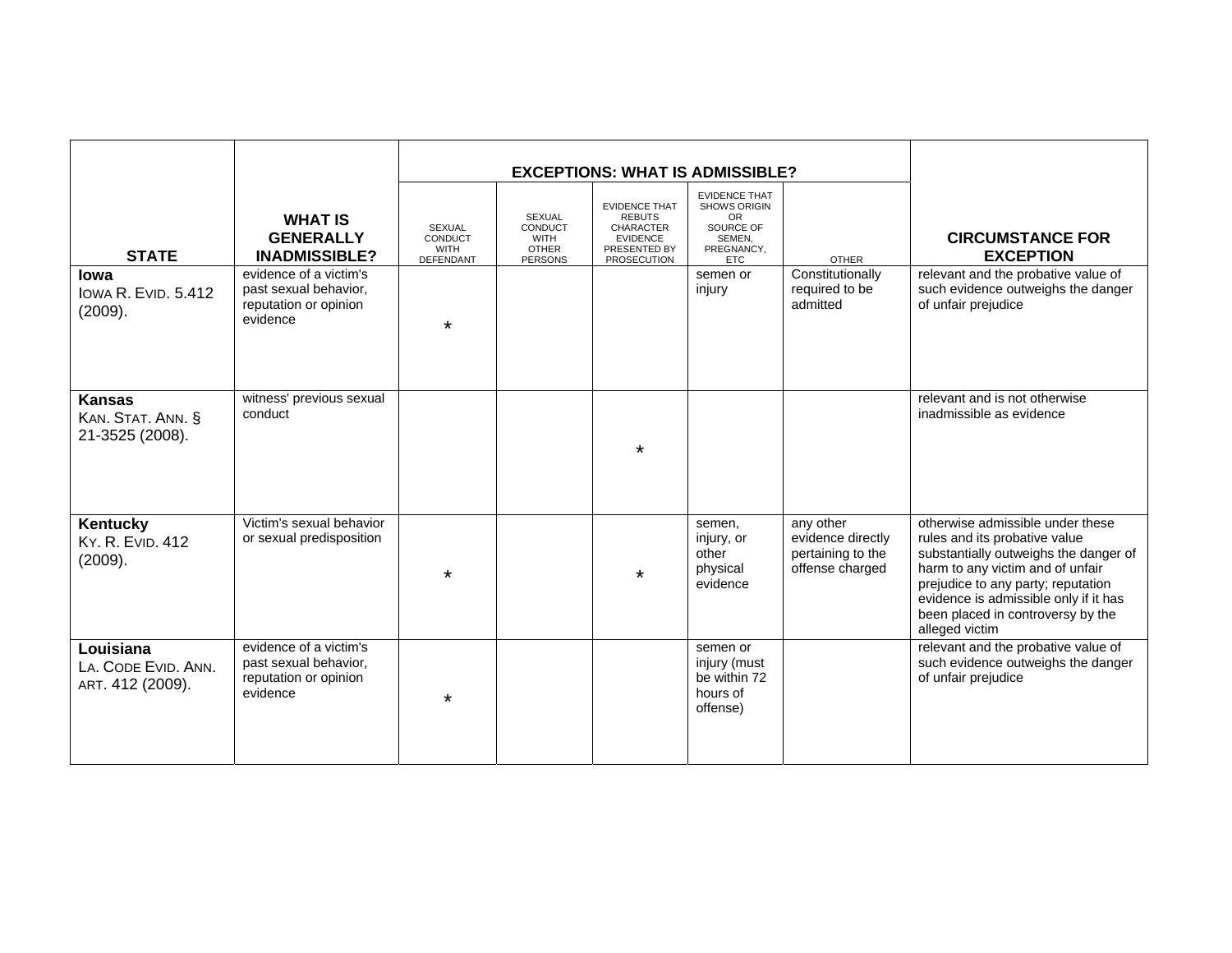| STATE | WHAT IS GENERALLY INADMISSIBLE? | EXCEPTIONS: WHAT IS ADMISSIBLE? | | | | | CIRCUMSTANCE FOR EXCEPTION |
|---|---|---|---|---|---|---|---|
| | | SEXUAL CONDUCT WITH DEFENDANT | SEXUAL CONDUCT WITH OTHER PERSONS | EVIDENCE THAT REBUTS CHARACTER EVIDENCE PRESENTED BY PROSECUTION | EVIDENCE THAT SHOWS ORIGIN OR SOURCE OF SEMEN, PREGNANCY, ETC | OTHER | |
| **Iowa** IOWA R. EVID. 5.412 (2009). | evidence of a victim's past sexual behavior, reputation or opinion evidence | * | | | semen or injury | Constitutionally required to be admitted | relevant and the probative value of such evidence outweighs the danger of unfair prejudice |
| **Kansas** KAN. STAT. ANN. § 21-3525 (2008). | witness' previous sexual conduct | | | * | | | relevant and is not otherwise inadmissible as evidence |
| **Kentucky** KY. R. EVID. 412 (2009). | Victim's sexual behavior or sexual predisposition | * | | * | semen, injury, or other physical evidence | any other evidence directly pertaining to the offense charged | otherwise admissible under these rules and its probative value substantially outweighs the danger of harm to any victim and of unfair prejudice to any party; reputation evidence is admissible only if it has been placed in controversy by the alleged victim |
| **Louisiana** LA. CODE EVID. ANN. ART. 412 (2009). | evidence of a victim's past sexual behavior, reputation or opinion evidence | * | | | semen or injury (must be within 72 hours of offense) | | relevant and the probative value of such evidence outweighs the danger of unfair prejudice |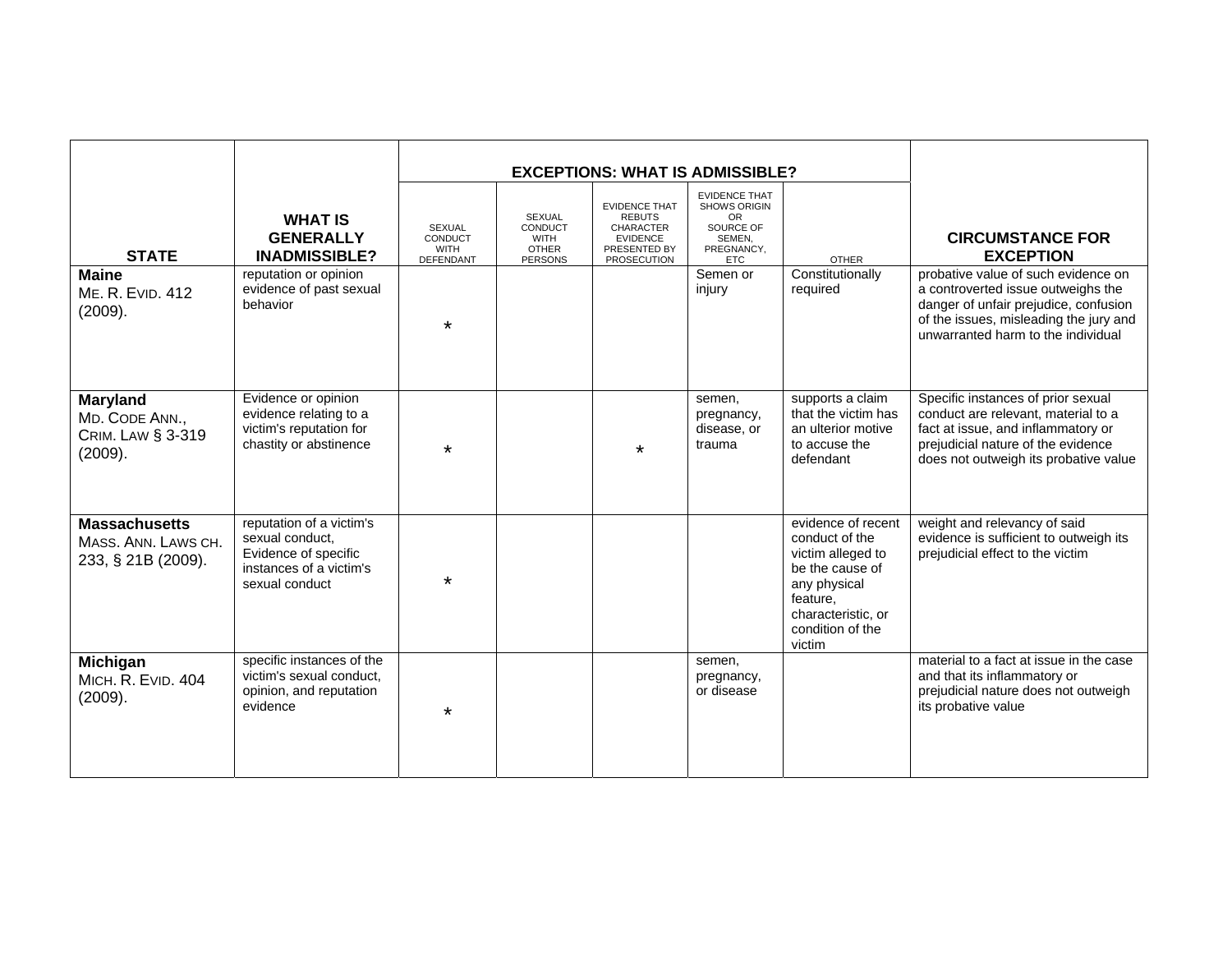| STATE | WHAT IS GENERALLY INADMISSIBLE? | EXCEPTIONS: WHAT IS ADMISSIBLE? | | | | | CIRCUMSTANCE FOR EXCEPTION |
|---|---|---|---|---|---|---|---|
| | | SEXUAL CONDUCT WITH DEFENDANT | SEXUAL CONDUCT WITH OTHER PERSONS | EVIDENCE THAT REBUTS CHARACTER EVIDENCE PRESENTED BY PROSECUTION | EVIDENCE THAT SHOWS ORIGIN OR SOURCE OF SEMEN, PREGNANCY, ETC | OTHER | |
| **Maine** ME. R. EVID. 412 (2009). | reputation or opinion evidence of past sexual behavior | * | | | Semen or injury | Constitutionally required | probative value of such evidence on a controverted issue outweighs the danger of unfair prejudice, confusion of the issues, misleading the jury and unwarranted harm to the individual |
| **Maryland** MD. CODE ANN., CRIM. LAW § 3-319 (2009). | Evidence or opinion evidence relating to a victim's reputation for chastity or abstinence | * | | * | semen, pregnancy, disease, or trauma | supports a claim that the victim has an ulterior motive to accuse the defendant | Specific instances of prior sexual conduct are relevant, material to a fact at issue, and inflammatory or prejudicial nature of the evidence does not outweigh its probative value |
| **Massachusetts** MASS. ANN. LAWS CH. 233, § 21B (2009). | reputation of a victim's sexual conduct, Evidence of specific instances of a victim's sexual conduct | * | | | | evidence of recent conduct of the victim alleged to be the cause of any physical feature, characteristic, or condition of the victim | weight and relevancy of said evidence is sufficient to outweigh its prejudicial effect to the victim |
| **Michigan** MICH. R. EVID. 404 (2009). | specific instances of the victim's sexual conduct, opinion, and reputation evidence | * | | | semen, pregnancy, or disease | | material to a fact at issue in the case and that its inflammatory or prejudicial nature does not outweigh its probative value |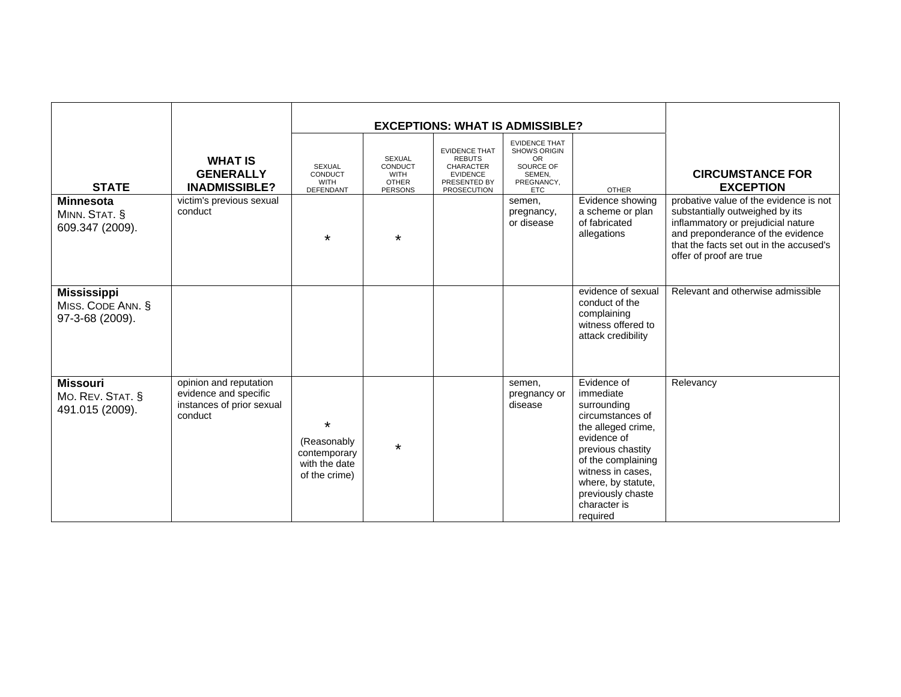| STATE | WHAT IS GENERALLY INADMISSIBLE? | EXCEPTIONS: WHAT IS ADMISSIBLE? | | | | | CIRCUMSTANCE FOR EXCEPTION |
|---|---|---|---|---|---|---|---|
| | | SEXUAL CONDUCT WITH DEFENDANT | SEXUAL CONDUCT WITH OTHER PERSONS | EVIDENCE THAT REBUTS CHARACTER EVIDENCE PRESENTED BY PROSECUTION | EVIDENCE THAT SHOWS ORIGIN OR SOURCE OF SEMEN, PREGNANCY, ETC | OTHER | |
| **Minnesota** MINN. STAT. § 609.347 (2009). | victim's previous sexual conduct | * | * | | semen, pregnancy, or disease | Evidence showing a scheme or plan of fabricated allegations | probative value of the evidence is not substantially outweighed by its inflammatory or prejudicial nature and preponderance of the evidence that the facts set out in the accused's offer of proof are true |
| **Mississippi** MISS. CODE ANN. § 97-3-68 (2009). | | | | | | evidence of sexual conduct of the complaining witness offered to attack credibility | Relevant and otherwise admissible |
| **Missouri** MO. REV. STAT. § 491.015 (2009). | opinion and reputation evidence and specific instances of prior sexual conduct | * (Reasonably contemporary with the date of the crime) | * | | semen, pregnancy or disease | Evidence of immediate surrounding circumstances of the alleged crime, evidence of previous chastity of the complaining witness in cases, where, by statute, previously chaste character is required | Relevancy |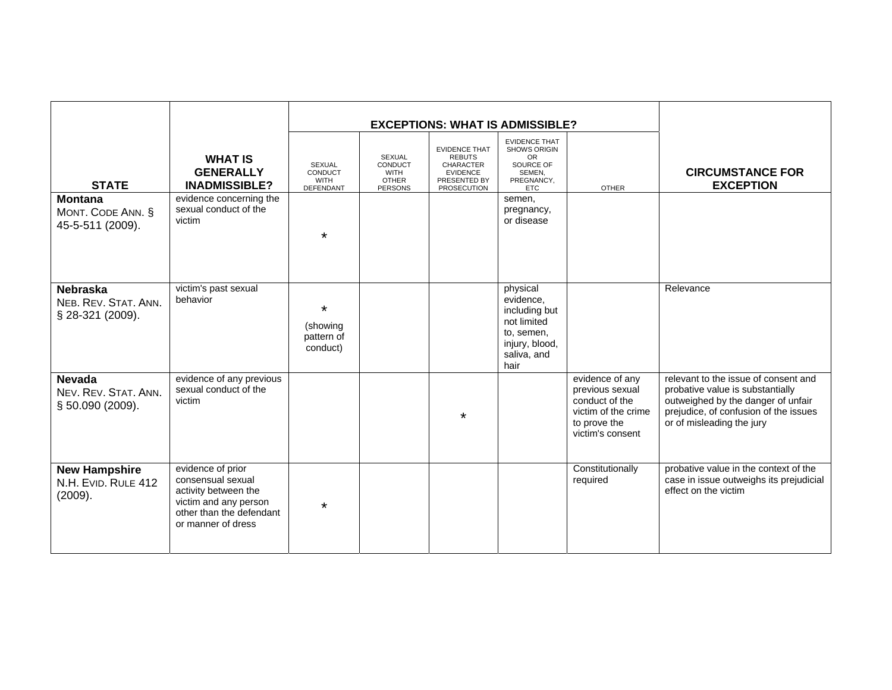| STATE | WHAT IS GENERALLY INADMISSIBLE? | EXCEPTIONS: WHAT IS ADMISSIBLE? | | | | | CIRCUMSTANCE FOR EXCEPTION |
|---|---|---|---|---|---|---|---|
| | | SEXUAL CONDUCT WITH DEFENDANT | SEXUAL CONDUCT WITH OTHER PERSONS | EVIDENCE THAT REBUTS CHARACTER EVIDENCE PRESENTED BY PROSECUTION | EVIDENCE THAT SHOWS ORIGIN OR SOURCE OF SEMEN, PREGNANCY, ETC | OTHER | |
| **Montana** MONT. CODE ANN. § 45-5-511 (2009). | evidence concerning the sexual conduct of the victim | * | | | semen, pregnancy, or disease | | |
| **Nebraska** NEB. REV. STAT. ANN. § 28-321 (2009). | victim's past sexual behavior | * (showing pattern of conduct) | | | physical evidence, including but not limited to, semen, injury, blood, saliva, and hair | | Relevance |
| **Nevada** NEV. REV. STAT. ANN. § 50.090 (2009). | evidence of any previous sexual conduct of the victim | | | * | | evidence of any previous sexual conduct of the victim of the crime to prove the victim's consent | relevant to the issue of consent and probative value is substantially outweighed by the danger of unfair prejudice, of confusion of the issues or of misleading the jury |
| **New Hampshire** N.H. EVID. RULE 412 (2009). | evidence of prior consensual sexual activity between the victim and any person other than the defendant or manner of dress | * | | | | Constitutionally required | probative value in the context of the case in issue outweighs its prejudicial effect on the victim |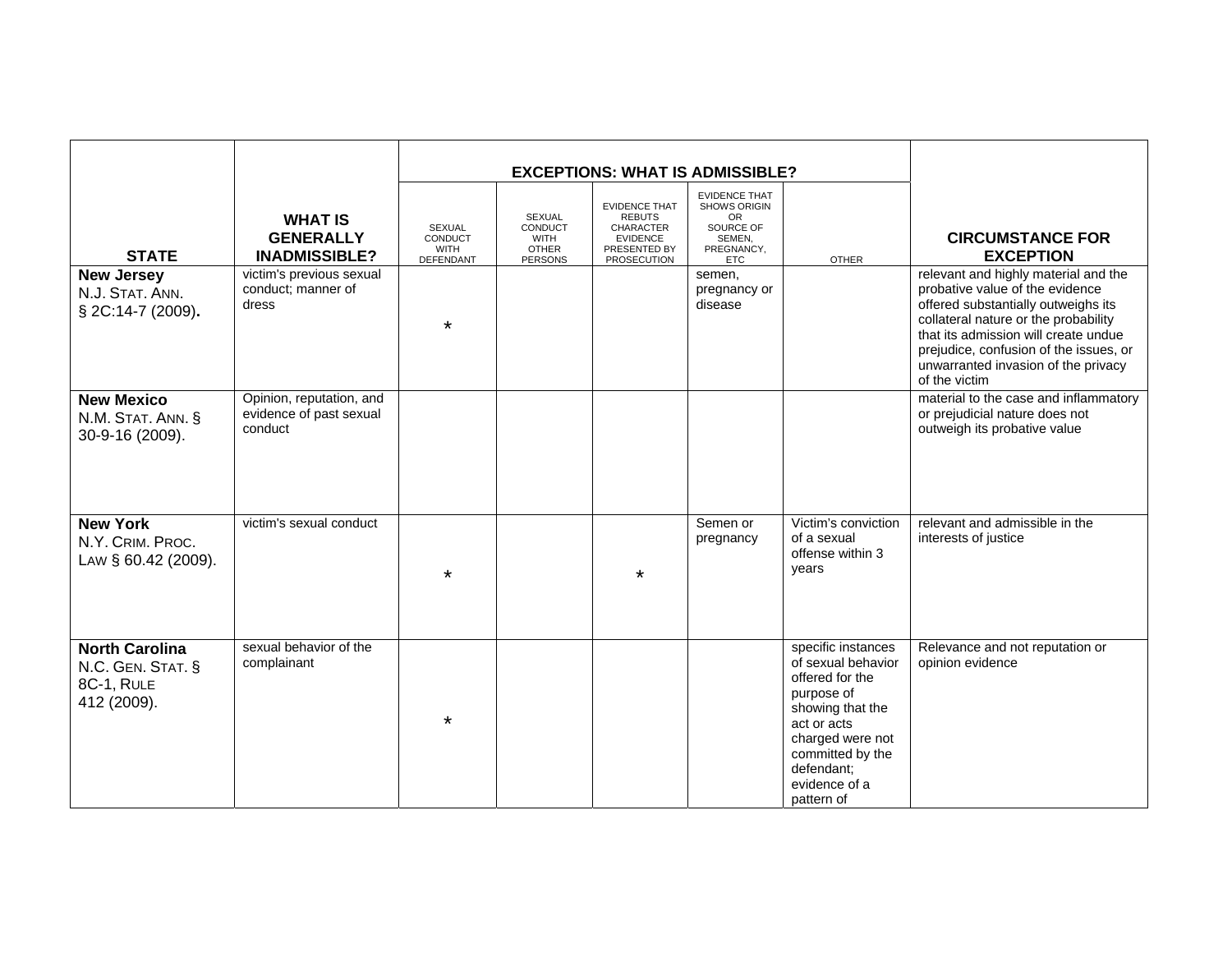| STATE | WHAT IS GENERALLY INADMISSIBLE? | EXCEPTIONS: WHAT IS ADMISSIBLE? | | | | | CIRCUMSTANCE FOR EXCEPTION |
|---|---|---|---|---|---|---|---|
| | | SEXUAL CONDUCT WITH DEFENDANT | SEXUAL CONDUCT WITH OTHER PERSONS | EVIDENCE THAT REBUTS CHARACTER EVIDENCE PRESENTED BY PROSECUTION | EVIDENCE THAT SHOWS ORIGIN OR SOURCE OF SEMEN, PREGNANCY, ETC | OTHER | |
| **New Jersey** N.J. STAT. ANN. § 2C:14-7 (2009). | victim's previous sexual conduct; manner of dress | * | | | semen, pregnancy or disease | | relevant and highly material and the probative value of the evidence offered substantially outweighs its collateral nature or the probability that its admission will create undue prejudice, confusion of the issues, or unwarranted invasion of the privacy of the victim |
| **New Mexico** N.M. STAT. ANN. § 30-9-16 (2009). | Opinion, reputation, and evidence of past sexual conduct | | | | | | material to the case and inflammatory or prejudicial nature does not outweigh its probative value |
| **New York** N.Y. CRIM. PROC. LAW § 60.42 (2009). | victim's sexual conduct | * | | * | Semen or pregnancy | Victim's conviction of a sexual offense within 3 years | relevant and admissible in the interests of justice |
| **North Carolina** N.C. GEN. STAT. § 8C-1, RULE 412 (2009). | sexual behavior of the complainant | * | | | | specific instances of sexual behavior offered for the purpose of showing that the act or acts charged were not committed by the defendant; evidence of a pattern of | Relevance and not reputation or opinion evidence |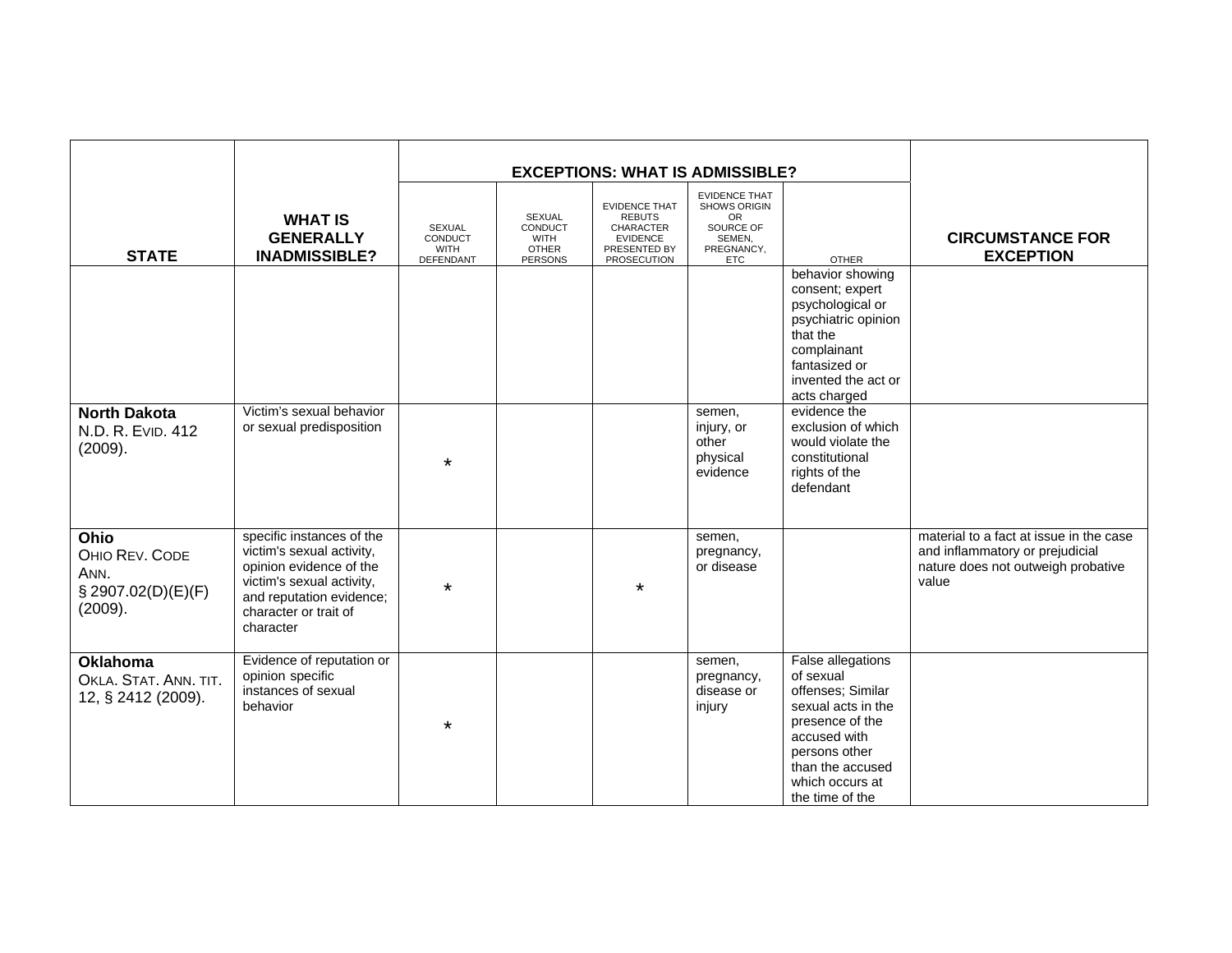| STATE | WHAT IS GENERALLY INADMISSIBLE? | EXCEPTIONS: WHAT IS ADMISSIBLE? | | | | | CIRCUMSTANCE FOR EXCEPTION |
|---|---|---|---|---|---|---|---|
| | | SEXUAL CONDUCT WITH DEFENDANT | SEXUAL CONDUCT WITH OTHER PERSONS | EVIDENCE THAT REBUTS CHARACTER EVIDENCE PRESENTED BY PROSECUTION | EVIDENCE THAT SHOWS ORIGIN OR SOURCE OF SEMEN, PREGNANCY, ETC | OTHER | |
| | | | | | | behavior showing consent; expert psychological or psychiatric opinion that the complainant fantasized or invented the act or acts charged | |
| **North Dakota** N.D. R. EVID. 412 (2009). | Victim's sexual behavior or sexual predisposition | * | | | semen, injury, or other physical evidence | evidence the exclusion of which would violate the constitutional rights of the defendant | |
| **Ohio** OHIO REV. CODE ANN. § 2907.02(D)(E)(F) (2009). | specific instances of the victim's sexual activity, opinion evidence of the victim's sexual activity, and reputation evidence; character or trait of character | * | | * | semen, pregnancy, or disease | | material to a fact at issue in the case and inflammatory or prejudicial nature does not outweigh probative value |
| **Oklahoma** OKLA. STAT. ANN. TIT. 12, § 2412 (2009). | Evidence of reputation or opinion specific instances of sexual behavior | * | | | semen, pregnancy, disease or injury | False allegations of sexual offenses; Similar sexual acts in the presence of the accused with persons other than the accused which occurs at the time of the | |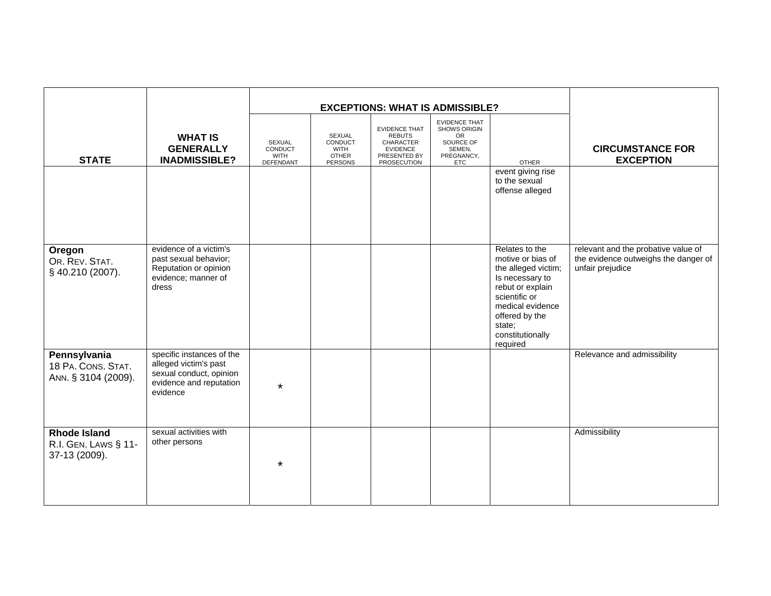| STATE | WHAT IS GENERALLY INADMISSIBLE? | EXCEPTIONS: WHAT IS ADMISSIBLE? | | | | | CIRCUMSTANCE FOR EXCEPTION |
|---|---|---|---|---|---|---|---|
| | | SEXUAL CONDUCT WITH DEFENDANT | SEXUAL CONDUCT WITH OTHER PERSONS | EVIDENCE THAT REBUTS CHARACTER EVIDENCE PRESENTED BY PROSECUTION | EVIDENCE THAT SHOWS ORIGIN OR SOURCE OF SEMEN, PREGNANCY, ETC | OTHER | |
| | | | | | | event giving rise to the sexual offense alleged | |
| **Oregon** OR. REV. STAT. § 40.210 (2007). | evidence of a victim's past sexual behavior; Reputation or opinion evidence; manner of dress | | | | | Relates to the motive or bias of the alleged victim; Is necessary to rebut or explain scientific or medical evidence offered by the state; constitutionally required | relevant and the probative value of the evidence outweighs the danger of unfair prejudice |
| **Pennsylvania** 18 PA. CONS. STAT. ANN. § 3104 (2009). | specific instances of the alleged victim's past sexual conduct, opinion evidence and reputation evidence | * | | | | | Relevance and admissibility |
| **Rhode Island** R.I. GEN. LAWS § 11-37-13 (2009). | sexual activities with other persons | * | | | | | Admissibility |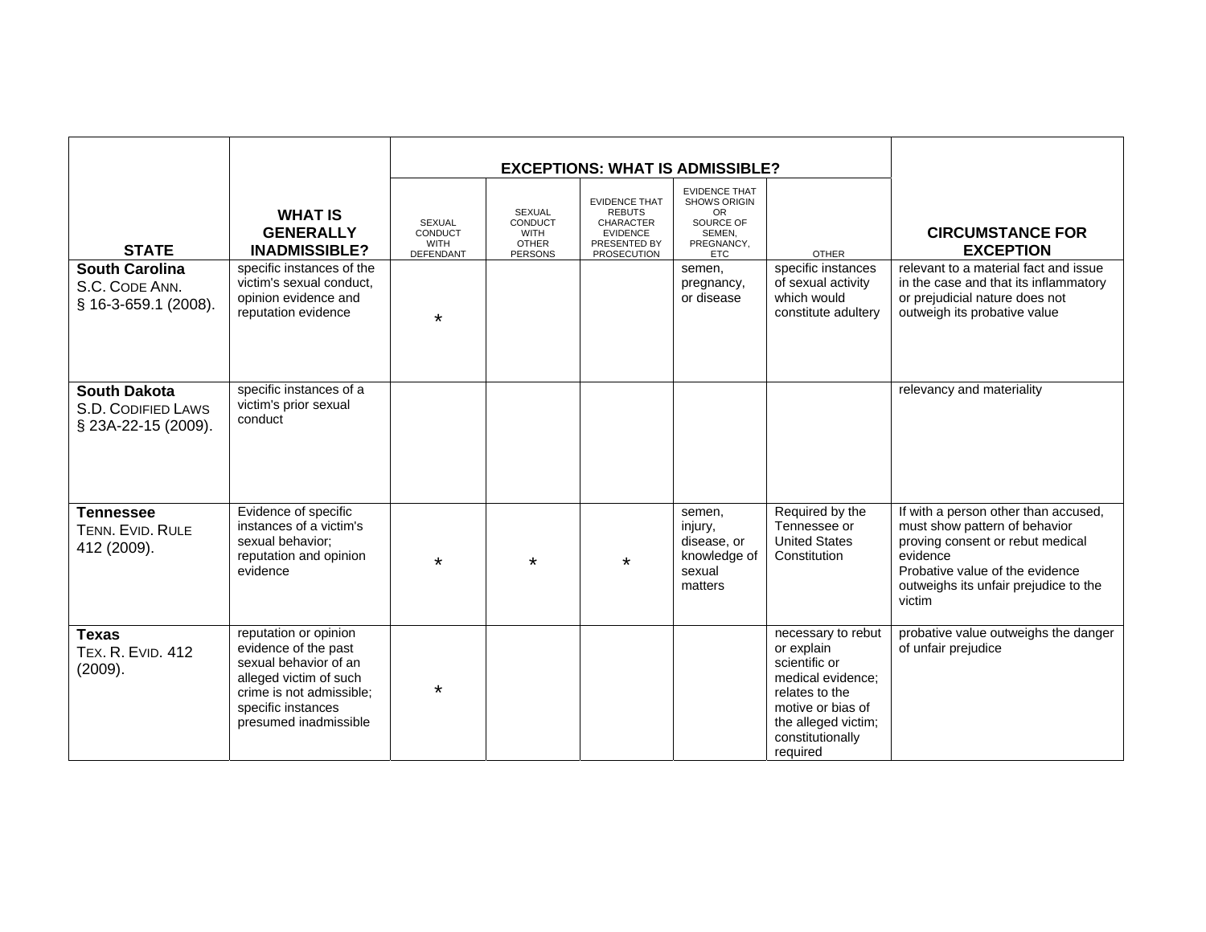| STATE | WHAT IS GENERALLY INADMISSIBLE? | EXCEPTIONS: WHAT IS ADMISSIBLE? | | | | | CIRCUMSTANCE FOR EXCEPTION |
|---|---|---|---|---|---|---|---|
| | | SEXUAL CONDUCT WITH DEFENDANT | SEXUAL CONDUCT WITH OTHER PERSONS | EVIDENCE THAT REBUTS CHARACTER EVIDENCE PRESENTED BY PROSECUTION | EVIDENCE THAT SHOWS ORIGIN OR SOURCE OF SEMEN, PREGNANCY, ETC | OTHER | |
| **South Carolina** S.C. CODE ANN. § 16-3-659.1 (2008). | specific instances of the victim's sexual conduct, opinion evidence and reputation evidence | * | | | semen, pregnancy, or disease | specific instances of sexual activity which would constitute adultery | relevant to a material fact and issue in the case and that its inflammatory or prejudicial nature does not outweigh its probative value |
| **South Dakota** S.D. CODIFIED LAWS § 23A-22-15 (2009). | specific instances of a victim's prior sexual conduct | | | | | | relevancy and materiality |
| **Tennessee** TENN. EVID. RULE 412 (2009). | Evidence of specific instances of a victim's sexual behavior; reputation and opinion evidence | * | * | * | semen, injury, disease, or knowledge of sexual matters | Required by the Tennessee or United States Constitution | If with a person other than accused, must show pattern of behavior proving consent or rebut medical evidence<br>Probative value of the evidence outweighs its unfair prejudice to the victim |
| **Texas** TEX. R. EVID. 412 (2009). | reputation or opinion evidence of the past sexual behavior of an alleged victim of such crime is not admissible; specific instances presumed inadmissible | * | | | | necessary to rebut or explain scientific or medical evidence; relates to the motive or bias of the alleged victim; constitutionally required | probative value outweighs the danger of unfair prejudice |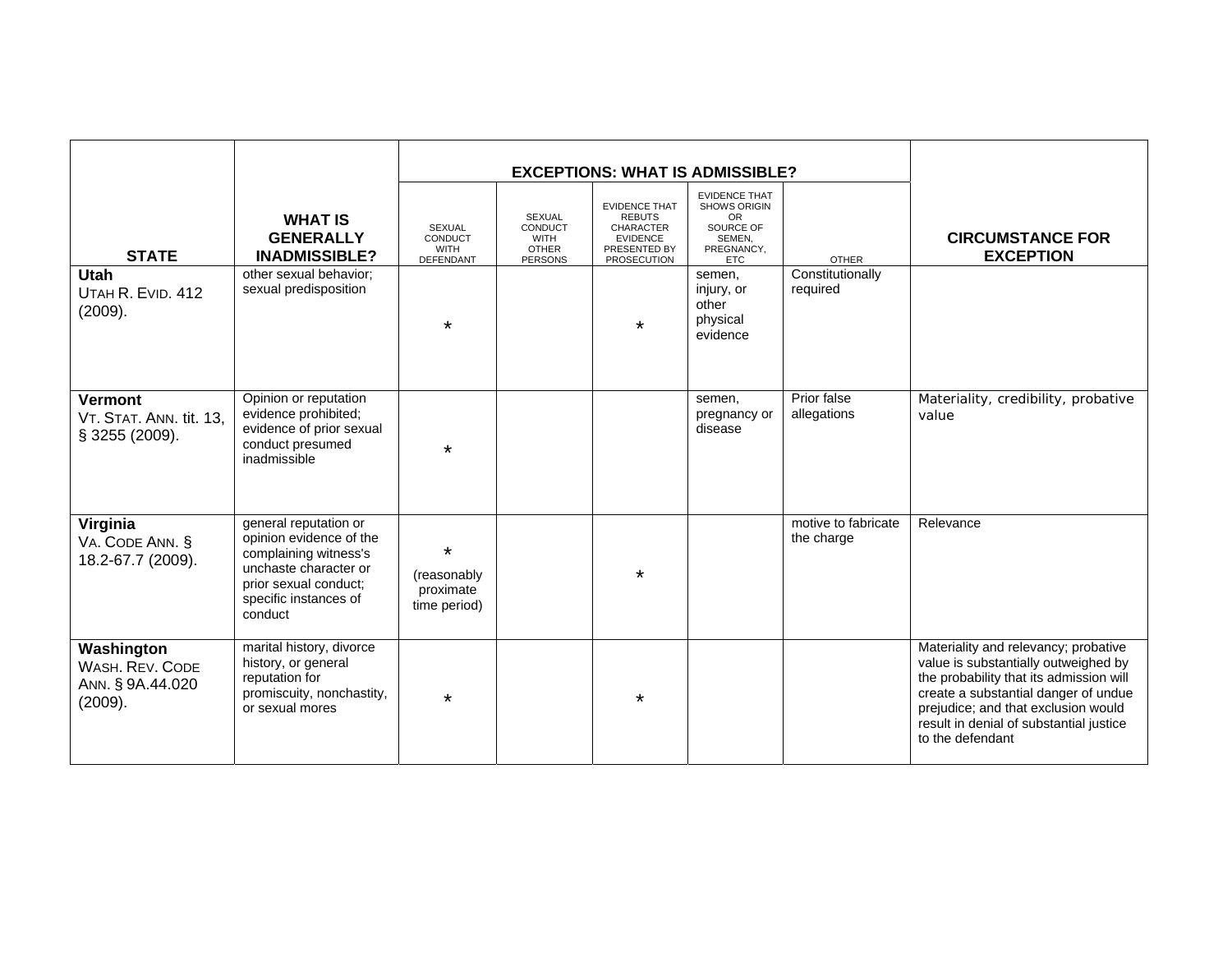| STATE | WHAT IS GENERALLY INADMISSIBLE? | EXCEPTIONS: WHAT IS ADMISSIBLE? | | | | | CIRCUMSTANCE FOR EXCEPTION |
|---|---|---|---|---|---|---|---|
| | | SEXUAL CONDUCT WITH DEFENDANT | SEXUAL CONDUCT WITH OTHER PERSONS | EVIDENCE THAT REBUTS CHARACTER EVIDENCE PRESENTED BY PROSECUTION | EVIDENCE THAT SHOWS ORIGIN OR SOURCE OF SEMEN, PREGNANCY, ETC | OTHER | |
| **Utah**<br>UTAH R. EVID. 412 (2009). | other sexual behavior; sexual predisposition | * | | * | semen, injury, or other physical evidence | Constitutionally required | |
| **Vermont**<br>VT. STAT. ANN. tit. 13, § 3255 (2009). | Opinion or reputation evidence prohibited; evidence of prior sexual conduct presumed inadmissible | * | | | semen, pregnancy or disease | Prior false allegations | Materiality, credibility, probative value |
| **Virginia**<br>VA. CODE ANN. § 18.2-67.7 (2009). | general reputation or opinion evidence of the complaining witness's unchaste character or prior sexual conduct; specific instances of conduct | * (reasonably proximate time period) | | * | | motive to fabricate the charge | Relevance |
| **Washington**<br>WASH. REV. CODE ANN. § 9A.44.020 (2009). | marital history, divorce history, or general reputation for promiscuity, nonchastity, or sexual mores | * | | * | | | Materiality and relevancy; probative value is substantially outweighed by the probability that its admission will create a substantial danger of undue prejudice; and that exclusion would result in denial of substantial justice to the defendant |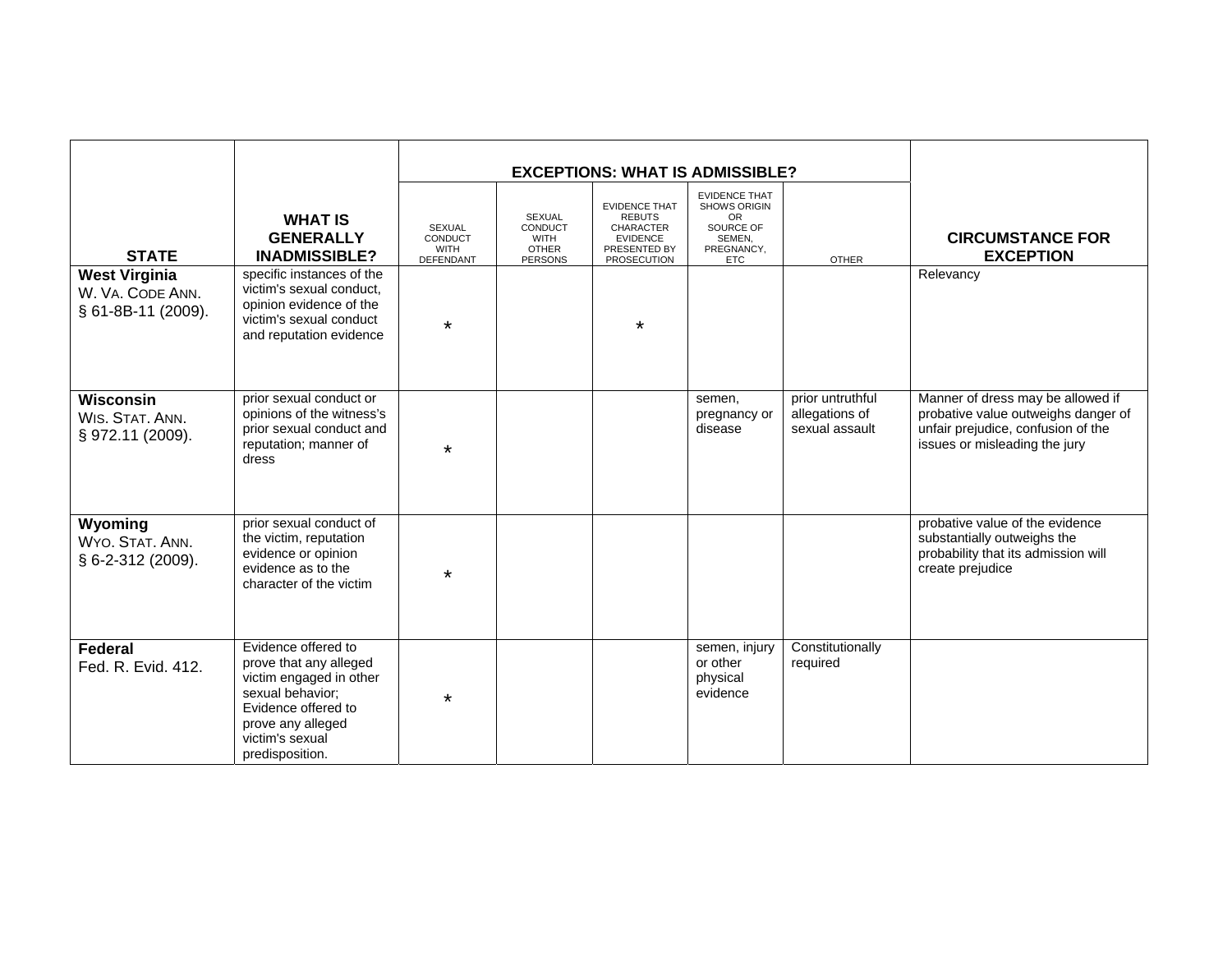| STATE | WHAT IS GENERALLY INADMISSIBLE? | EXCEPTIONS: WHAT IS ADMISSIBLE? | | | | | CIRCUMSTANCE FOR EXCEPTION |
|---|---|---|---|---|---|---|---|
| | | SEXUAL CONDUCT WITH DEFENDANT | SEXUAL CONDUCT WITH OTHER PERSONS | EVIDENCE THAT REBUTS CHARACTER EVIDENCE PRESENTED BY PROSECUTION | EVIDENCE THAT SHOWS ORIGIN OR SOURCE OF SEMEN, PREGNANCY, ETC | OTHER | |
| **West Virginia** W. VA. CODE ANN. § 61-8B-11 (2009). | specific instances of the victim's sexual conduct, opinion evidence of the victim's sexual conduct and reputation evidence | * | | * | | | Relevancy |
| **Wisconsin** WIS. STAT. ANN. § 972.11 (2009). | prior sexual conduct or opinions of the witness's prior sexual conduct and reputation; manner of dress | * | | | semen, pregnancy or disease | prior untruthful allegations of sexual assault | Manner of dress may be allowed if probative value outweighs danger of unfair prejudice, confusion of the issues or misleading the jury |
| **Wyoming** WYO. STAT. ANN. § 6-2-312 (2009). | prior sexual conduct of the victim, reputation evidence or opinion evidence as to the character of the victim | * | | | | | probative value of the evidence substantially outweighs the probability that its admission will create prejudice |
| **Federal** Fed. R. Evid. 412. | Evidence offered to prove that any alleged victim engaged in other sexual behavior; Evidence offered to prove any alleged victim's sexual predisposition. | * | | | semen, injury or other physical evidence | Constitutionally required | |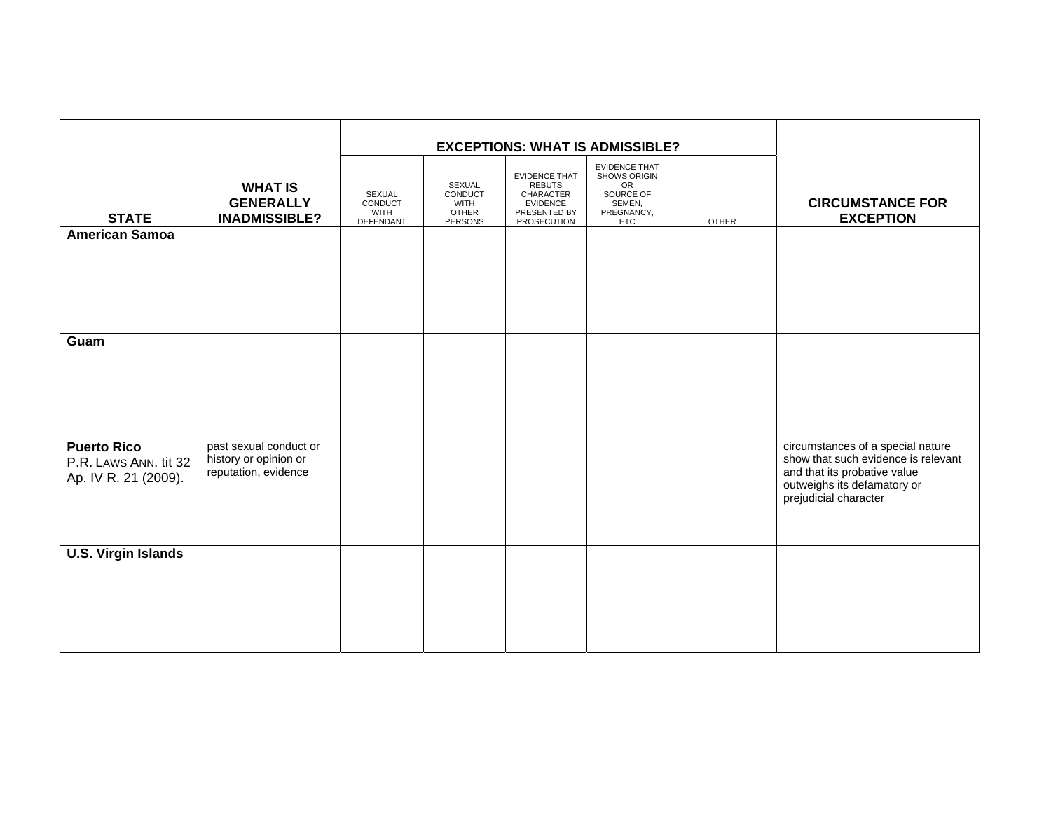| STATE | WHAT IS GENERALLY INADMISSIBLE? | EXCEPTIONS: WHAT IS ADMISSIBLE? | | | | | CIRCUMSTANCE FOR EXCEPTION |
|---|---|---|---|---|---|---|---|
| | | SEXUAL CONDUCT WITH DEFENDANT | SEXUAL CONDUCT WITH OTHER PERSONS | EVIDENCE THAT REBUTS CHARACTER EVIDENCE PRESENTED BY PROSECUTION | EVIDENCE THAT SHOWS ORIGIN OR SOURCE OF SEMEN, PREGNANCY, ETC | OTHER | |
| **American Samoa** | | | | | | | |
| **Guam** | | | | | | | |
| **Puerto Rico** P.R. LAWS ANN. tit 32 Ap. IV R. 21 (2009). | past sexual conduct or history or opinion or reputation, evidence | | | | | | circumstances of a special nature show that such evidence is relevant and that its probative value outweighs its defamatory or prejudicial character |
| **U.S. Virgin Islands** | | | | | | | |